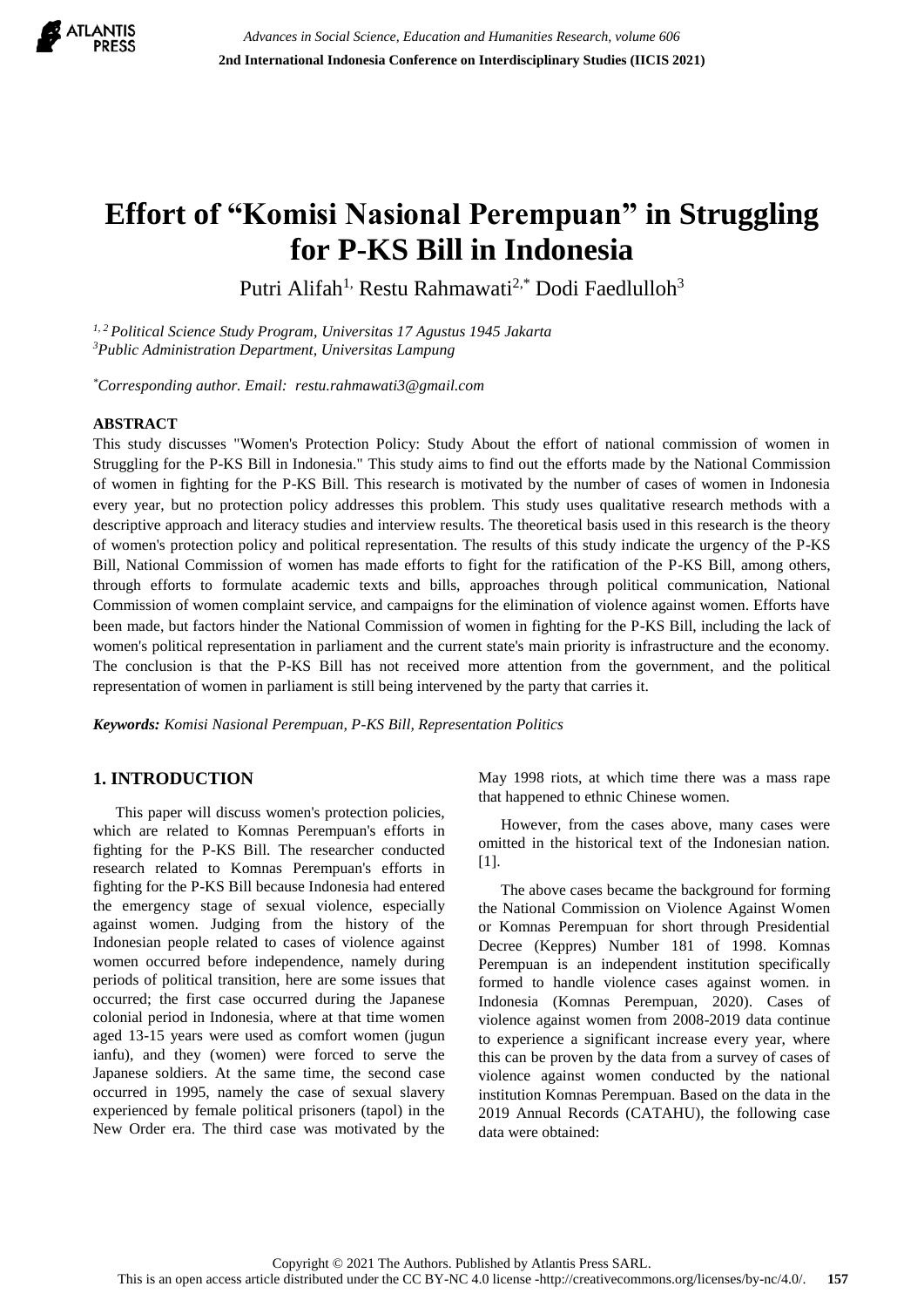# Effort of "Komisi Nasional Perempuan" in Struggling for P-KS Bill in Indonesia

Putri Alifah[1], Restu Rahmawati[2,*] Dodi Faedlulloh[3]

[1,2] *Political Science Study Program, Universitas 17 Agustus 1945 Jakarta*
[3] *Public Administration Department, Universitas Lampung*

[*] *Corresponding author. Email: restu.rahmawati3@gmail.com*

## ABSTRACT

This study discusses "Women's Protection Policy: Study About the effort of national commission of women in Struggling for the P-KS Bill in Indonesia." This study aims to find out the efforts made by the National Commission of women in fighting for the P-KS Bill. This research is motivated by the number of cases of women in Indonesia every year, but no protection policy addresses this problem. This study uses qualitative research methods with a descriptive approach and literacy studies and interview results. The theoretical basis used in this research is the theory of women's protection policy and political representation. The results of this study indicate the urgency of the P-KS Bill, National Commission of women has made efforts to fight for the ratification of the P-KS Bill, among others, through efforts to formulate academic texts and bills, approaches through political communication, National Commission of women complaint service, and campaigns for the elimination of violence against women. Efforts have been made, but factors hinder the National Commission of women in fighting for the P-KS Bill, including the lack of women's political representation in parliament and the current state's main priority is infrastructure and the economy. The conclusion is that the P-KS Bill has not received more attention from the government, and the political representation of women in parliament is still being intervened by the party that carries it.

***Keywords:*** *Komisi Nasional Perempuan, P-KS Bill, Representation Politics*

## 1. INTRODUCTION

This paper will discuss women's protection policies, which are related to Komnas Perempuan's efforts in fighting for the P-KS Bill. The researcher conducted research related to Komnas Perempuan's efforts in fighting for the P-KS Bill because Indonesia had entered the emergency stage of sexual violence, especially against women. Judging from the history of the Indonesian people related to cases of violence against women occurred before independence, namely during periods of political transition, here are some issues that occurred; the first case occurred during the Japanese colonial period in Indonesia, where at that time women aged 13-15 years were used as comfort women (jugun ianfu), and they (women) were forced to serve the Japanese soldiers. At the same time, the second case occurred in 1995, namely the case of sexual slavery experienced by female political prisoners (tapol) in the New Order era. The third case was motivated by the May 1998 riots, at which time there was a mass rape that happened to ethnic Chinese women.

However, from the cases above, many cases were omitted in the historical text of the Indonesian nation. [1].

The above cases became the background for forming the National Commission on Violence Against Women or Komnas Perempuan for short through Presidential Decree (Keppres) Number 181 of 1998. Komnas Perempuan is an independent institution specifically formed to handle violence cases against women. in Indonesia (Komnas Perempuan, 2020). Cases of violence against women from 2008-2019 data continue to experience a significant increase every year, where this can be proven by the data from a survey of cases of violence against women conducted by the national institution Komnas Perempuan. Based on the data in the 2019 Annual Records (CATAHU), the following case data were obtained: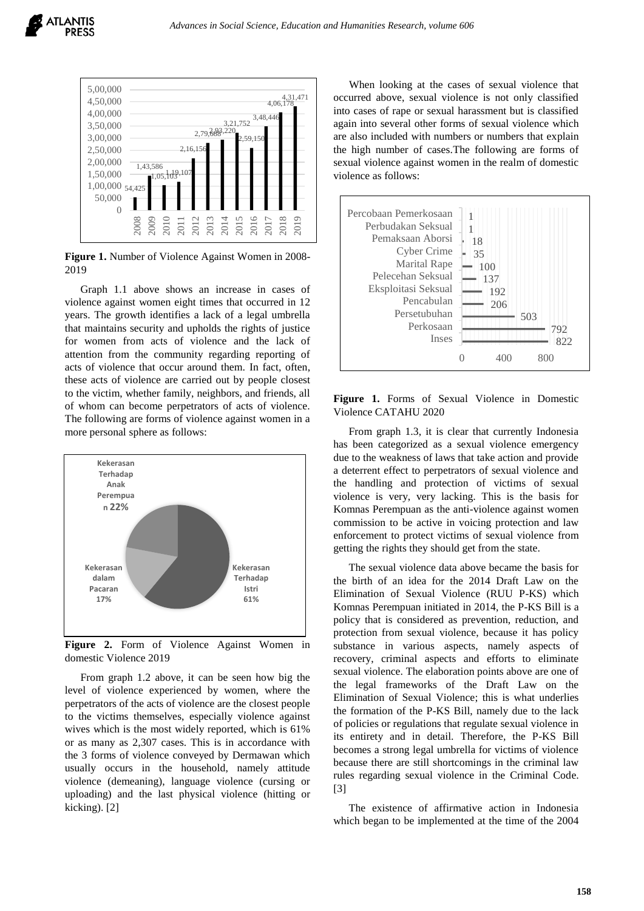**Figure 1.** Number of Violence Against Women in 2008-2019

Graph 1.1 above shows an increase in cases of violence against women eight times that occurred in 12 years. The growth identifies a lack of a legal umbrella that maintains security and upholds the rights of justice for women from acts of violence and the lack of attention from the community regarding reporting of acts of violence that occur around them. In fact, often, these acts of violence are carried out by people closest to the victim, whether family, neighbors, and friends, all of whom can become perpetrators of acts of violence. The following are forms of violence against women in a more personal sphere as follows:

**Figure 2.** Form of Violence Against Women in domestic Violence 2019

From graph 1.2 above, it can be seen how big the level of violence experienced by women, where the perpetrators of the acts of violence are the closest people to the victims themselves, especially violence against wives which is the most widely reported, which is 61% or as many as 2,307 cases. This is in accordance with the 3 forms of violence conveyed by Dermawan which usually occurs in the household, namely attitude violence (demeaning), language violence (cursing or uploading) and the last physical violence (hitting or kicking). [2]

When looking at the cases of sexual violence that occurred above, sexual violence is not only classified into cases of rape or sexual harassment but is classified again into several other forms of sexual violence which are also included with numbers or numbers that explain the high number of cases.The following are forms of sexual violence against women in the realm of domestic violence as follows:

**Figure 1.** Forms of Sexual Violence in Domestic Violence CATAHU 2020

From graph 1.3, it is clear that currently Indonesia has been categorized as a sexual violence emergency due to the weakness of laws that take action and provide a deterrent effect to perpetrators of sexual violence and the handling and protection of victims of sexual violence is very, very lacking. This is the basis for Komnas Perempuan as the anti-violence against women commission to be active in voicing protection and law enforcement to protect victims of sexual violence from getting the rights they should get from the state.

The sexual violence data above became the basis for the birth of an idea for the 2014 Draft Law on the Elimination of Sexual Violence (RUU P-KS) which Komnas Perempuan initiated in 2014, the P-KS Bill is a policy that is considered as prevention, reduction, and protection from sexual violence, because it has policy substance in various aspects, namely aspects of recovery, criminal aspects and efforts to eliminate sexual violence. The elaboration points above are one of the legal frameworks of the Draft Law on the Elimination of Sexual Violence; this is what underlies the formation of the P-KS Bill, namely due to the lack of policies or regulations that regulate sexual violence in its entirety and in detail. Therefore, the P-KS Bill becomes a strong legal umbrella for victims of violence because there are still shortcomings in the criminal law rules regarding sexual violence in the Criminal Code. [3]

The existence of affirmative action in Indonesia which began to be implemented at the time of the 2004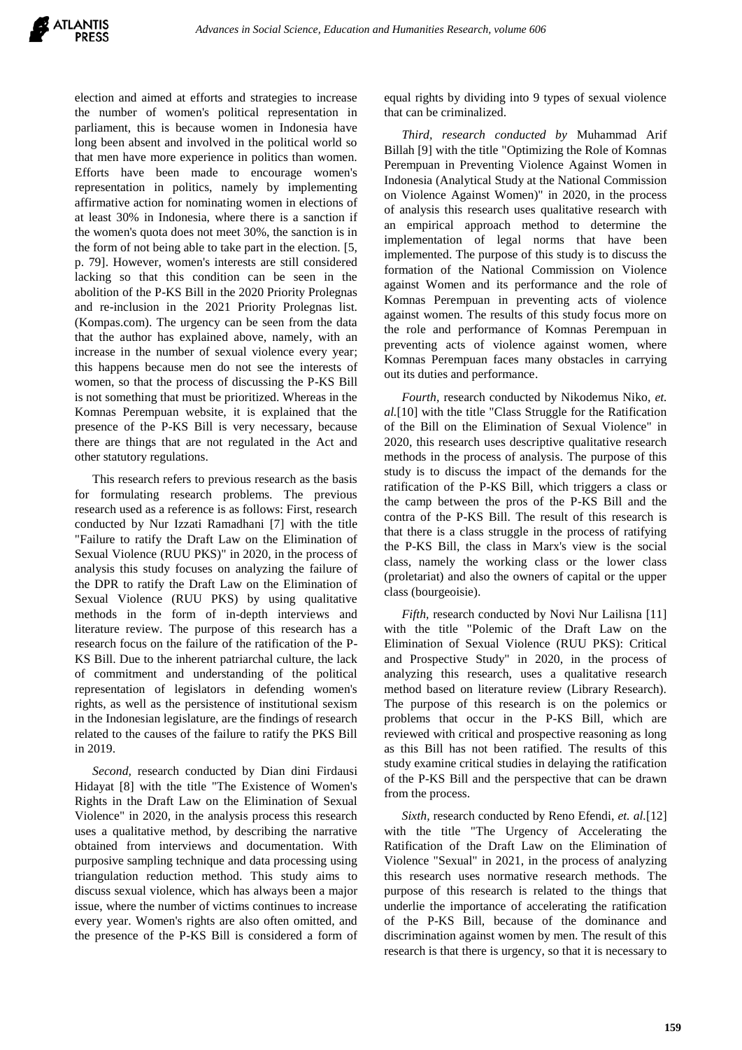election and aimed at efforts and strategies to increase the number of women's political representation in parliament, this is because women in Indonesia have long been absent and involved in the political world so that men have more experience in politics than women. Efforts have been made to encourage women's representation in politics, namely by implementing affirmative action for nominating women in elections of at least 30% in Indonesia, where there is a sanction if the women's quota does not meet 30%, the sanction is in the form of not being able to take part in the election. [5, p. 79]. However, women's interests are still considered lacking so that this condition can be seen in the abolition of the P-KS Bill in the 2020 Priority Prolegnas and re-inclusion in the 2021 Priority Prolegnas list. (Kompas.com). The urgency can be seen from the data that the author has explained above, namely, with an increase in the number of sexual violence every year; this happens because men do not see the interests of women, so that the process of discussing the P-KS Bill is not something that must be prioritized. Whereas in the Komnas Perempuan website, it is explained that the presence of the P-KS Bill is very necessary, because there are things that are not regulated in the Act and other statutory regulations.

This research refers to previous research as the basis for formulating research problems. The previous research used as a reference is as follows: First, research conducted by Nur Izzati Ramadhani [7] with the title "Failure to ratify the Draft Law on the Elimination of Sexual Violence (RUU PKS)" in 2020, in the process of analysis this study focuses on analyzing the failure of the DPR to ratify the Draft Law on the Elimination of Sexual Violence (RUU PKS) by using qualitative methods in the form of in-depth interviews and literature review. The purpose of this research has a research focus on the failure of the ratification of the P-KS Bill. Due to the inherent patriarchal culture, the lack of commitment and understanding of the political representation of legislators in defending women's rights, as well as the persistence of institutional sexism in the Indonesian legislature, are the findings of research related to the causes of the failure to ratify the PKS Bill in 2019.

*Second*, research conducted by Dian dini Firdausi Hidayat [8] with the title "The Existence of Women's Rights in the Draft Law on the Elimination of Sexual Violence" in 2020, in the analysis process this research uses a qualitative method, by describing the narrative obtained from interviews and documentation. With purposive sampling technique and data processing using triangulation reduction method. This study aims to discuss sexual violence, which has always been a major issue, where the number of victims continues to increase every year. Women's rights are also often omitted, and the presence of the P-KS Bill is considered a form of equal rights by dividing into 9 types of sexual violence that can be criminalized.

*Third, research conducted by* Muhammad Arif Billah [9] with the title "Optimizing the Role of Komnas Perempuan in Preventing Violence Against Women in Indonesia (Analytical Study at the National Commission on Violence Against Women)" in 2020, in the process of analysis this research uses qualitative research with an empirical approach method to determine the implementation of legal norms that have been implemented. The purpose of this study is to discuss the formation of the National Commission on Violence against Women and its performance and the role of Komnas Perempuan in preventing acts of violence against women. The results of this study focus more on the role and performance of Komnas Perempuan in preventing acts of violence against women, where Komnas Perempuan faces many obstacles in carrying out its duties and performance.

*Fourth*, research conducted by Nikodemus Niko, *et. al.*[10] with the title "Class Struggle for the Ratification of the Bill on the Elimination of Sexual Violence" in 2020, this research uses descriptive qualitative research methods in the process of analysis. The purpose of this study is to discuss the impact of the demands for the ratification of the P-KS Bill, which triggers a class or the camp between the pros of the P-KS Bill and the contra of the P-KS Bill. The result of this research is that there is a class struggle in the process of ratifying the P-KS Bill, the class in Marx's view is the social class, namely the working class or the lower class (proletariat) and also the owners of capital or the upper class (bourgeoisie).

*Fifth*, research conducted by Novi Nur Lailisna [11] with the title "Polemic of the Draft Law on the Elimination of Sexual Violence (RUU PKS): Critical and Prospective Study" in 2020, in the process of analyzing this research, uses a qualitative research method based on literature review (Library Research). The purpose of this research is on the polemics or problems that occur in the P-KS Bill, which are reviewed with critical and prospective reasoning as long as this Bill has not been ratified. The results of this study examine critical studies in delaying the ratification of the P-KS Bill and the perspective that can be drawn from the process.

*Sixth*, research conducted by Reno Efendi, *et. al.*[12] with the title "The Urgency of Accelerating the Ratification of the Draft Law on the Elimination of Violence "Sexual" in 2021, in the process of analyzing this research uses normative research methods. The purpose of this research is related to the things that underlie the importance of accelerating the ratification of the P-KS Bill, because of the dominance and discrimination against women by men. The result of this research is that there is urgency, so that it is necessary to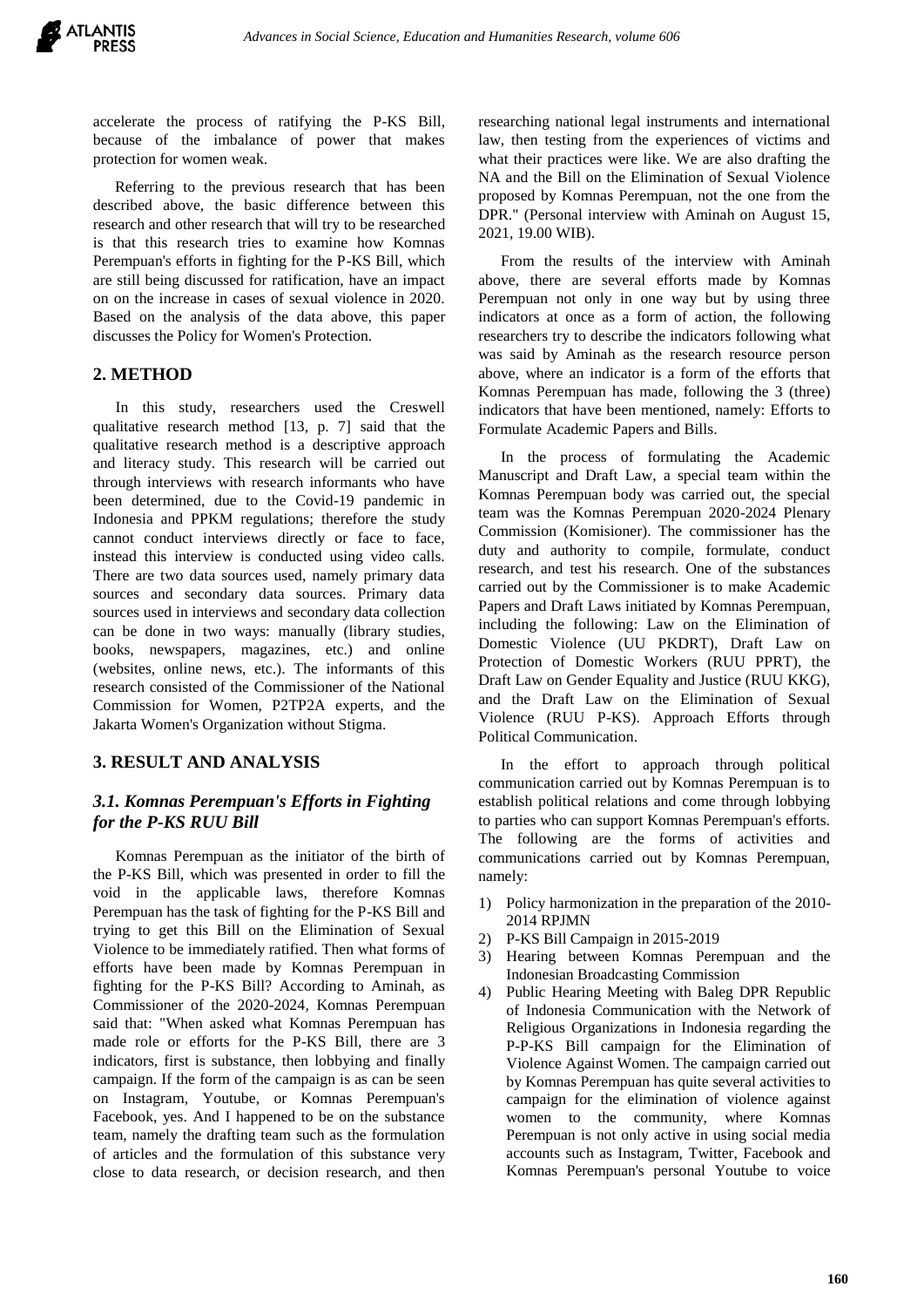accelerate the process of ratifying the P-KS Bill, because of the imbalance of power that makes protection for women weak.

Referring to the previous research that has been described above, the basic difference between this research and other research that will try to be researched is that this research tries to examine how Komnas Perempuan's efforts in fighting for the P-KS Bill, which are still being discussed for ratification, have an impact on the increase in cases of sexual violence in 2020. Based on the analysis of the data above, this paper discusses the Policy for Women's Protection.

## 2. METHOD

In this study, researchers used the Creswell qualitative research method [13, p. 7] said that the qualitative research method is a descriptive approach and literacy study. This research will be carried out through interviews with research informants who have been determined, due to the Covid-19 pandemic in Indonesia and PPKM regulations; therefore the study cannot conduct interviews directly or face to face, instead this interview is conducted using video calls. There are two data sources used, namely primary data sources and secondary data sources. Primary data sources used in interviews and secondary data collection can be done in two ways: manually (library studies, books, newspapers, magazines, etc.) and online (websites, online news, etc.). The informants of this research consisted of the Commissioner of the National Commission for Women, P2TP2A experts, and the Jakarta Women's Organization without Stigma.

## 3. RESULT AND ANALYSIS

### *3.1. Komnas Perempuan's Efforts in Fighting for the P-KS RUU Bill*

Komnas Perempuan as the initiator of the birth of the P-KS Bill, which was presented in order to fill the void in the applicable laws, therefore Komnas Perempuan has the task of fighting for the P-KS Bill and trying to get this Bill on the Elimination of Sexual Violence to be immediately ratified. Then what forms of efforts have been made by Komnas Perempuan in fighting for the P-KS Bill? According to Aminah, as Commissioner of the 2020-2024, Komnas Perempuan said that: "When asked what Komnas Perempuan has made role or efforts for the P-KS Bill, there are 3 indicators, first is substance, then lobbying and finally campaign. If the form of the campaign is as can be seen on Instagram, Youtube, or Komnas Perempuan's Facebook, yes. And I happened to be on the substance team, namely the drafting team such as the formulation of articles and the formulation of this substance very close to data research, or decision research, and then researching national legal instruments and international law, then testing from the experiences of victims and what their practices were like. We are also drafting the NA and the Bill on the Elimination of Sexual Violence proposed by Komnas Perempuan, not the one from the DPR." (Personal interview with Aminah on August 15, 2021, 19.00 WIB).

From the results of the interview with Aminah above, there are several efforts made by Komnas Perempuan not only in one way but by using three indicators at once as a form of action, the following researchers try to describe the indicators following what was said by Aminah as the research resource person above, where an indicator is a form of the efforts that Komnas Perempuan has made, following the 3 (three) indicators that have been mentioned, namely: Efforts to Formulate Academic Papers and Bills.

In the process of formulating the Academic Manuscript and Draft Law, a special team within the Komnas Perempuan body was carried out, the special team was the Komnas Perempuan 2020-2024 Plenary Commission (Komisioner). The commissioner has the duty and authority to compile, formulate, conduct research, and test his research. One of the substances carried out by the Commissioner is to make Academic Papers and Draft Laws initiated by Komnas Perempuan, including the following: Law on the Elimination of Domestic Violence (UU PKDRT), Draft Law on Protection of Domestic Workers (RUU PPRT), the Draft Law on Gender Equality and Justice (RUU KKG), and the Draft Law on the Elimination of Sexual Violence (RUU P-KS). Approach Efforts through Political Communication.

In the effort to approach through political communication carried out by Komnas Perempuan is to establish political relations and come through lobbying to parties who can support Komnas Perempuan's efforts. The following are the forms of activities and communications carried out by Komnas Perempuan, namely:

1) Policy harmonization in the preparation of the 2010-2014 RPJMN
2) P-KS Bill Campaign in 2015-2019
3) Hearing between Komnas Perempuan and the Indonesian Broadcasting Commission
4) Public Hearing Meeting with Baleg DPR Republic of Indonesia Communication with the Network of Religious Organizations in Indonesia regarding the P-P-KS Bill campaign for the Elimination of Violence Against Women. The campaign carried out by Komnas Perempuan has quite several activities to campaign for the elimination of violence against women to the community, where Komnas Perempuan is not only active in using social media accounts such as Instagram, Twitter, Facebook and Komnas Perempuan's personal Youtube to voice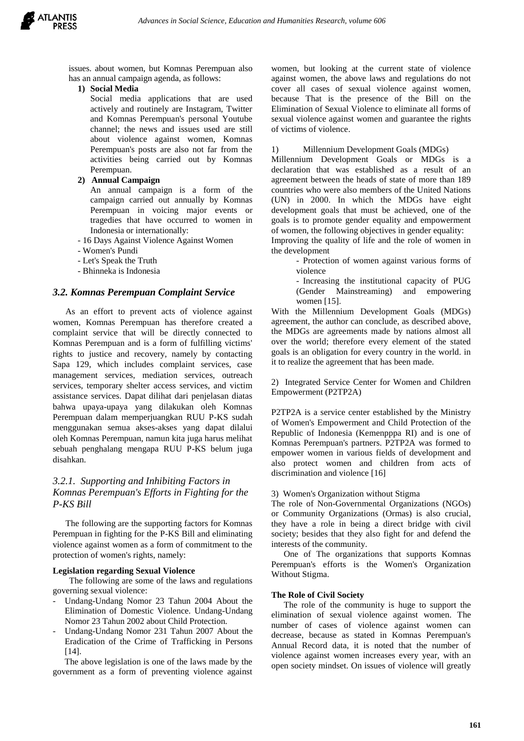issues. about women, but Komnas Perempuan also has an annual campaign agenda, as follows:

**1) Social Media**

Social media applications that are used actively and routinely are Instagram, Twitter and Komnas Perempuan's personal Youtube channel; the news and issues used are still about violence against women, Komnas Perempuan's posts are also not far from the activities being carried out by Komnas Perempuan.

**2) Annual Campaign**

An annual campaign is a form of the campaign carried out annually by Komnas Perempuan in voicing major events or tragedies that have occurred to women in Indonesia or internationally:

- 16 Days Against Violence Against Women
- Women's Pundi
- Let's Speak the Truth
- Bhinneka is Indonesia

### *3.2. Komnas Perempuan Complaint Service*

As an effort to prevent acts of violence against women, Komnas Perempuan has therefore created a complaint service that will be directly connected to Komnas Perempuan and is a form of fulfilling victims' rights to justice and recovery, namely by contacting Sapa 129, which includes complaint services, case management services, mediation services, outreach services, temporary shelter access services, and victim assistance services. Dapat dilihat dari penjelasan diatas bahwa upaya-upaya yang dilakukan oleh Komnas Perempuan dalam memperjuangkan RUU P-KS sudah menggunakan semua akses-akses yang dapat dilalui oleh Komnas Perempuan, namun kita juga harus melihat sebuah penghalang mengapa RUU P-KS belum juga disahkan.

#### *3.2.1. Supporting and Inhibiting Factors in Komnas Perempuan's Efforts in Fighting for the P-KS Bill*

The following are the supporting factors for Komnas Perempuan in fighting for the P-KS Bill and eliminating violence against women as a form of commitment to the protection of women's rights, namely:

**Legislation regarding Sexual Violence**

The following are some of the laws and regulations governing sexual violence:

- Undang-Undang Nomor 23 Tahun 2004 About the Elimination of Domestic Violence. Undang-Undang Nomor 23 Tahun 2002 about Child Protection.
- Undang-Undang Nomor 231 Tahun 2007 About the Eradication of the Crime of Trafficking in Persons [14].

The above legislation is one of the laws made by the government as a form of preventing violence against women, but looking at the current state of violence against women, the above laws and regulations do not cover all cases of sexual violence against women, because That is the presence of the Bill on the Elimination of Sexual Violence to eliminate all forms of sexual violence against women and guarantee the rights of victims of violence.

1) Millennium Development Goals (MDGs)

Millennium Development Goals or MDGs is a declaration that was established as a result of an agreement between the heads of state of more than 189 countries who were also members of the United Nations (UN) in 2000. In which the MDGs have eight development goals that must be achieved, one of the goals is to promote gender equality and empowerment of women, the following objectives in gender equality:

Improving the quality of life and the role of women in the development

- Protection of women against various forms of violence
- Increasing the institutional capacity of PUG (Gender Mainstreaming) and empowering women [15].

With the Millennium Development Goals (MDGs) agreement, the author can conclude, as described above, the MDGs are agreements made by nations almost all over the world; therefore every element of the stated goals is an obligation for every country in the world. in it to realize the agreement that has been made.

2) Integrated Service Center for Women and Children Empowerment (P2TP2A)

P2TP2A is a service center established by the Ministry of Women's Empowerment and Child Protection of the Republic of Indonesia (Kemenpppa RI) and is one of Komnas Perempuan's partners. P2TP2A was formed to empower women in various fields of development and also protect women and children from acts of discrimination and violence [16]

3) Women's Organization without Stigma

The role of Non-Governmental Organizations (NGOs) or Community Organizations (Ormas) is also crucial, they have a role in being a direct bridge with civil society; besides that they also fight for and defend the interests of the community.

One of The organizations that supports Komnas Perempuan's efforts is the Women's Organization Without Stigma.

**The Role of Civil Society**

The role of the community is huge to support the elimination of sexual violence against women. The number of cases of violence against women can decrease, because as stated in Komnas Perempuan's Annual Record data, it is noted that the number of violence against women increases every year, with an open society mindset. On issues of violence will greatly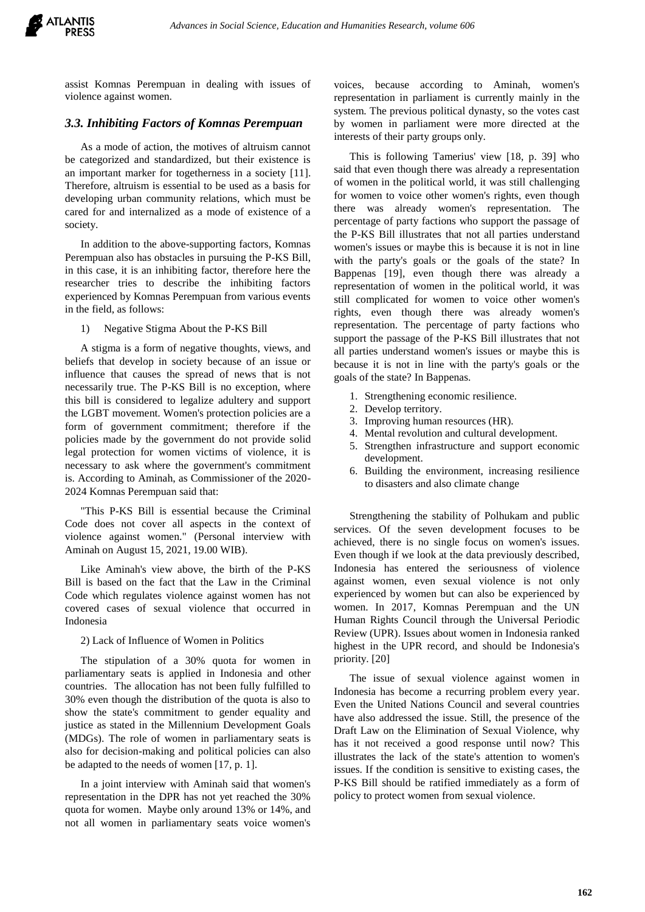assist Komnas Perempuan in dealing with issues of violence against women.

### *3.3. Inhibiting Factors of Komnas Perempuan*

As a mode of action, the motives of altruism cannot be categorized and standardized, but their existence is an important marker for togetherness in a society [11]. Therefore, altruism is essential to be used as a basis for developing urban community relations, which must be cared for and internalized as a mode of existence of a society.

In addition to the above-supporting factors, Komnas Perempuan also has obstacles in pursuing the P-KS Bill, in this case, it is an inhibiting factor, therefore here the researcher tries to describe the inhibiting factors experienced by Komnas Perempuan from various events in the field, as follows:

1) Negative Stigma About the P-KS Bill

A stigma is a form of negative thoughts, views, and beliefs that develop in society because of an issue or influence that causes the spread of news that is not necessarily true. The P-KS Bill is no exception, where this bill is considered to legalize adultery and support the LGBT movement. Women's protection policies are a form of government commitment; therefore if the policies made by the government do not provide solid legal protection for women victims of violence, it is necessary to ask where the government's commitment is. According to Aminah, as Commissioner of the 2020-2024 Komnas Perempuan said that:

"This P-KS Bill is essential because the Criminal Code does not cover all aspects in the context of violence against women." (Personal interview with Aminah on August 15, 2021, 19.00 WIB).

Like Aminah's view above, the birth of the P-KS Bill is based on the fact that the Law in the Criminal Code which regulates violence against women has not covered cases of sexual violence that occurred in Indonesia

2) Lack of Influence of Women in Politics

The stipulation of a 30% quota for women in parliamentary seats is applied in Indonesia and other countries. The allocation has not been fully fulfilled to 30% even though the distribution of the quota is also to show the state's commitment to gender equality and justice as stated in the Millennium Development Goals (MDGs). The role of women in parliamentary seats is also for decision-making and political policies can also be adapted to the needs of women [17, p. 1].

In a joint interview with Aminah said that women's representation in the DPR has not yet reached the 30% quota for women. Maybe only around 13% or 14%, and not all women in parliamentary seats voice women's voices, because according to Aminah, women's representation in parliament is currently mainly in the system. The previous political dynasty, so the votes cast by women in parliament were more directed at the interests of their party groups only.

This is following Tamerius' view [18, p. 39] who said that even though there was already a representation of women in the political world, it was still challenging for women to voice other women's rights, even though there was already women's representation. The percentage of party factions who support the passage of the P-KS Bill illustrates that not all parties understand women's issues or maybe this is because it is not in line with the party's goals or the goals of the state? In Bappenas [19], even though there was already a representation of women in the political world, it was still complicated for women to voice other women's rights, even though there was already women's representation. The percentage of party factions who support the passage of the P-KS Bill illustrates that not all parties understand women's issues or maybe this is because it is not in line with the party's goals or the goals of the state? In Bappenas.

1. Strengthening economic resilience.
2. Develop territory.
3. Improving human resources (HR).
4. Mental revolution and cultural development.
5. Strengthen infrastructure and support economic development.
6. Building the environment, increasing resilience to disasters and also climate change

Strengthening the stability of Polhukam and public services. Of the seven development focuses to be achieved, there is no single focus on women's issues. Even though if we look at the data previously described, Indonesia has entered the seriousness of violence against women, even sexual violence is not only experienced by women but can also be experienced by women. In 2017, Komnas Perempuan and the UN Human Rights Council through the Universal Periodic Review (UPR). Issues about women in Indonesia ranked highest in the UPR record, and should be Indonesia's priority. [20]

The issue of sexual violence against women in Indonesia has become a recurring problem every year. Even the United Nations Council and several countries have also addressed the issue. Still, the presence of the Draft Law on the Elimination of Sexual Violence, why has it not received a good response until now? This illustrates the lack of the state's attention to women's issues. If the condition is sensitive to existing cases, the P-KS Bill should be ratified immediately as a form of policy to protect women from sexual violence.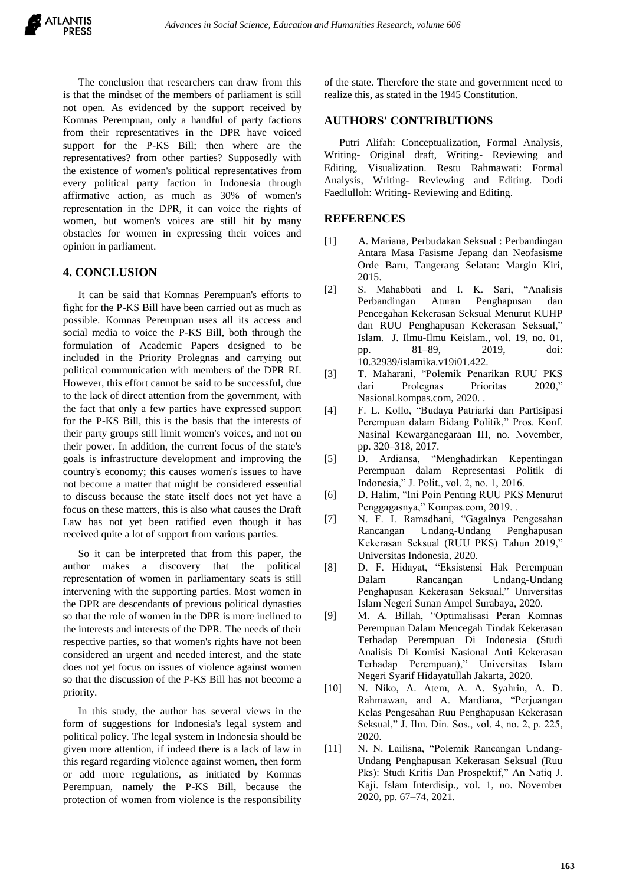The conclusion that researchers can draw from this is that the mindset of the members of parliament is still not open. As evidenced by the support received by Komnas Perempuan, only a handful of party factions from their representatives in the DPR have voiced support for the P-KS Bill; then where are the representatives? from other parties? Supposedly with the existence of women's political representatives from every political party faction in Indonesia through affirmative action, as much as 30% of women's representation in the DPR, it can voice the rights of women, but women's voices are still hit by many obstacles for women in expressing their voices and opinion in parliament.

## 4. CONCLUSION

It can be said that Komnas Perempuan's efforts to fight for the P-KS Bill have been carried out as much as possible. Komnas Perempuan uses all its access and social media to voice the P-KS Bill, both through the formulation of Academic Papers designed to be included in the Priority Prolegnas and carrying out political communication with members of the DPR RI. However, this effort cannot be said to be successful, due to the lack of direct attention from the government, with the fact that only a few parties have expressed support for the P-KS Bill, this is the basis that the interests of their party groups still limit women's voices, and not on their power. In addition, the current focus of the state's goals is infrastructure development and improving the country's economy; this causes women's issues to have not become a matter that might be considered essential to discuss because the state itself does not yet have a focus on these matters, this is also what causes the Draft Law has not yet been ratified even though it has received quite a lot of support from various parties.

So it can be interpreted that from this paper, the author makes a discovery that the political representation of women in parliamentary seats is still intervening with the supporting parties. Most women in the DPR are descendants of previous political dynasties so that the role of women in the DPR is more inclined to the interests and interests of the DPR. The needs of their respective parties, so that women's rights have not been considered an urgent and needed interest, and the state does not yet focus on issues of violence against women so that the discussion of the P-KS Bill has not become a priority.

In this study, the author has several views in the form of suggestions for Indonesia's legal system and political policy. The legal system in Indonesia should be given more attention, if indeed there is a lack of law in this regard regarding violence against women, then form or add more regulations, as initiated by Komnas Perempuan, namely the P-KS Bill, because the protection of women from violence is the responsibility of the state. Therefore the state and government need to realize this, as stated in the 1945 Constitution.

## AUTHORS' CONTRIBUTIONS

Putri Alifah: Conceptualization, Formal Analysis, Writing- Original draft, Writing- Reviewing and Editing, Visualization. Restu Rahmawati: Formal Analysis, Writing- Reviewing and Editing. Dodi Faedlulloh: Writing- Reviewing and Editing.

## REFERENCES

[1] A. Mariana, Perbudakan Seksual : Perbandingan Antara Masa Fasisme Jepang dan Neofasisme Orde Baru, Tangerang Selatan: Margin Kiri, 2015.

[2] S. Mahabbati and I. K. Sari, "Analisis Perbandingan Aturan Penghapusan dan Pencegahan Kekerasan Seksual Menurut KUHP dan RUU Penghapusan Kekerasan Seksual," Islam. J. Ilmu-Ilmu Keislam., vol. 19, no. 01, pp. 81–89, 2019, doi: 10.32939/islamika.v19i01.422.

[3] T. Maharani, "Polemik Penarikan RUU PKS dari Prolegnas Prioritas 2020," Nasional.kompas.com, 2020. .

[4] F. L. Kollo, "Budaya Patriarki dan Partisipasi Perempuan dalam Bidang Politik," Pros. Konf. Nasinal Kewarganegaraan III, no. November, pp. 320–318, 2017.

[5] D. Ardiansa, "Menghadirkan Kepentingan Perempuan dalam Representasi Politik di Indonesia," J. Polit., vol. 2, no. 1, 2016.

[6] D. Halim, "Ini Poin Penting RUU PKS Menurut Penggagasnya," Kompas.com, 2019. .

[7] N. F. I. Ramadhani, "Gagalnya Pengesahan Rancangan Undang-Undang Penghapusan Kekerasan Seksual (RUU PKS) Tahun 2019," Universitas Indonesia, 2020.

[8] D. F. Hidayat, "Eksistensi Hak Perempuan Dalam Rancangan Undang-Undang Penghapusan Kekerasan Seksual," Universitas Islam Negeri Sunan Ampel Surabaya, 2020.

[9] M. A. Billah, "Optimalisasi Peran Komnas Perempuan Dalam Mencegah Tindak Kekerasan Terhadap Perempuan Di Indonesia (Studi Analisis Di Komisi Nasional Anti Kekerasan Terhadap Perempuan)," Universitas Islam Negeri Syarif Hidayatullah Jakarta, 2020.

[10] N. Niko, A. Atem, A. A. Syahrin, A. D. Rahmawan, and A. Mardiana, "Perjuangan Kelas Pengesahan Ruu Penghapusan Kekerasan Seksual," J. Ilm. Din. Sos., vol. 4, no. 2, p. 225, 2020.

[11] N. N. Lailisna, "Polemik Rancangan Undang-Undang Penghapusan Kekerasan Seksual (Ruu Pks): Studi Kritis Dan Prospektif," An Natiq J. Kaji. Islam Interdisip., vol. 1, no. November 2020, pp. 67–74, 2021.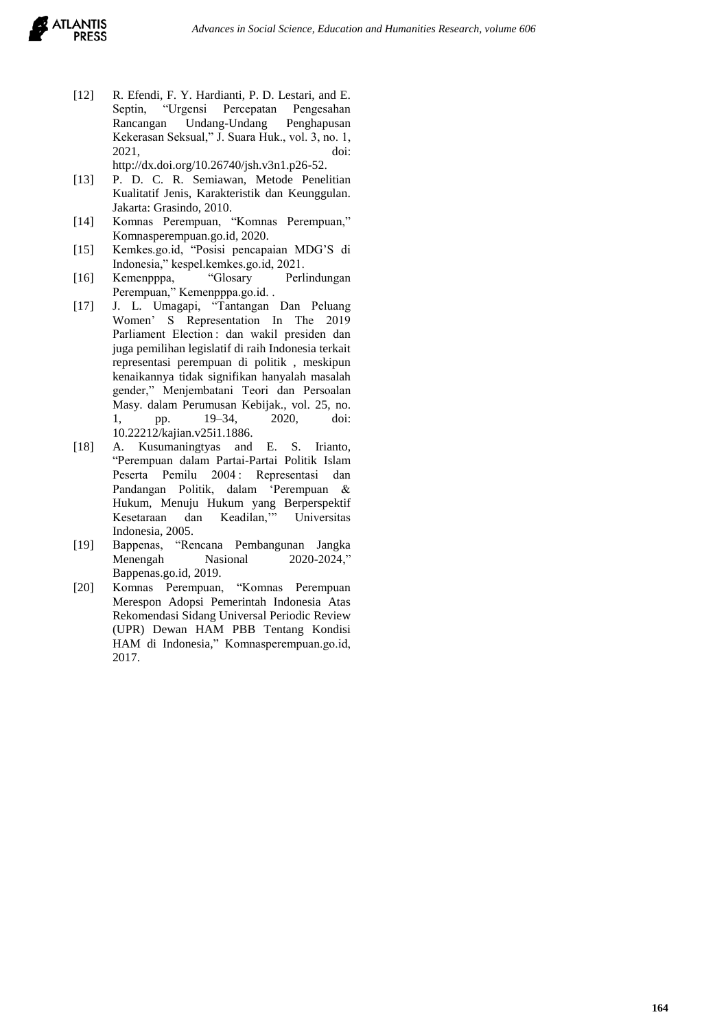[12] R. Efendi, F. Y. Hardianti, P. D. Lestari, and E. Septin, "Urgensi Percepatan Pengesahan Rancangan Undang-Undang Penghapusan Kekerasan Seksual," J. Suara Huk., vol. 3, no. 1, 2021, doi: http://dx.doi.org/10.26740/jsh.v3n1.p26-52.

[13] P. D. C. R. Semiawan, Metode Penelitian Kualitatif Jenis, Karakteristik dan Keunggulan. Jakarta: Grasindo, 2010.

[14] Komnas Perempuan, "Komnas Perempuan," Komnasperempuan.go.id, 2020.

[15] Kemkes.go.id, "Posisi pencapaian MDG'S di Indonesia," kespel.kemkes.go.id, 2021.

[16] Kemenpppa, "Glosary Perlindungan Perempuan," Kemenpppa.go.id. .

[17] J. L. Umagapi, "Tantangan Dan Peluang Women' S Representation In The 2019 Parliament Election : dan wakil presiden dan juga pemilihan legislatif di raih Indonesia terkait representasi perempuan di politik , meskipun kenaikannya tidak signifikan hanyalah masalah gender," Menjembatani Teori dan Persoalan Masy. dalam Perumusan Kebijak., vol. 25, no. 1, pp. 19–34, 2020, doi: 10.22212/kajian.v25i1.1886.

[18] A. Kusumaningtyas and E. S. Irianto, "Perempuan dalam Partai-Partai Politik Islam Peserta Pemilu 2004 : Representasi dan Pandangan Politik, dalam 'Perempuan & Hukum, Menuju Hukum yang Berperspektif Kesetaraan dan Keadilan,'" Universitas Indonesia, 2005.

[19] Bappenas, "Rencana Pembangunan Jangka Menengah Nasional 2020-2024," Bappenas.go.id, 2019.

[20] Komnas Perempuan, "Komnas Perempuan Merespon Adopsi Pemerintah Indonesia Atas Rekomendasi Sidang Universal Periodic Review (UPR) Dewan HAM PBB Tentang Kondisi HAM di Indonesia," Komnasperempuan.go.id, 2017.